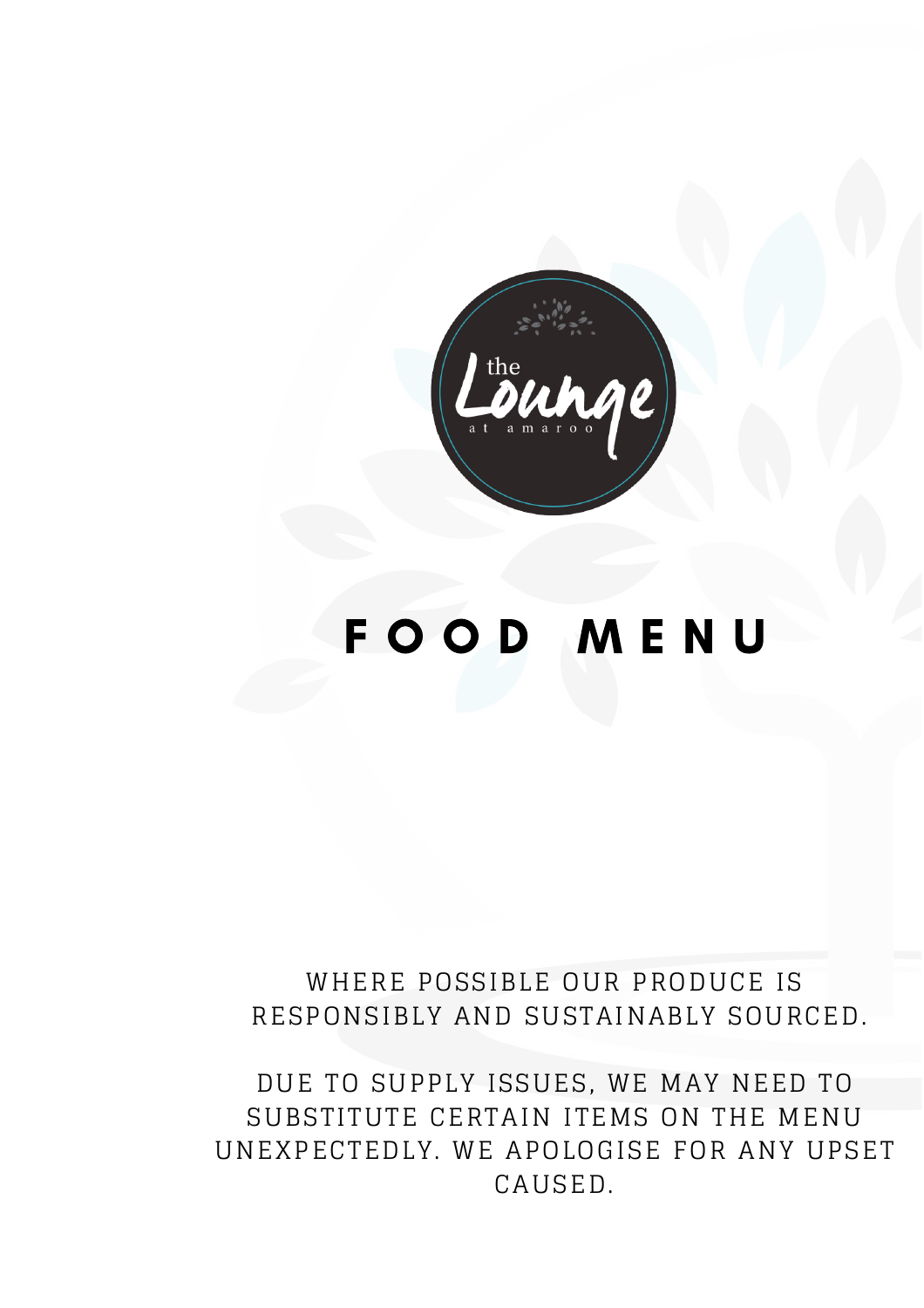the Lounge at amaroo

# FOOD MENU

WHERE POSSIBLE OUR PRODUCE IS RESPONSIBLY AND SUSTAINABLY SOURCED.

DUE TO SUPPLY ISSUES, WE MAY NEED TO SUBSTITUTE CERTAIN ITEMS ON THE MENU UNEXPECTEDLY. WE APOLOGISE FOR ANY UPSET CAUSED.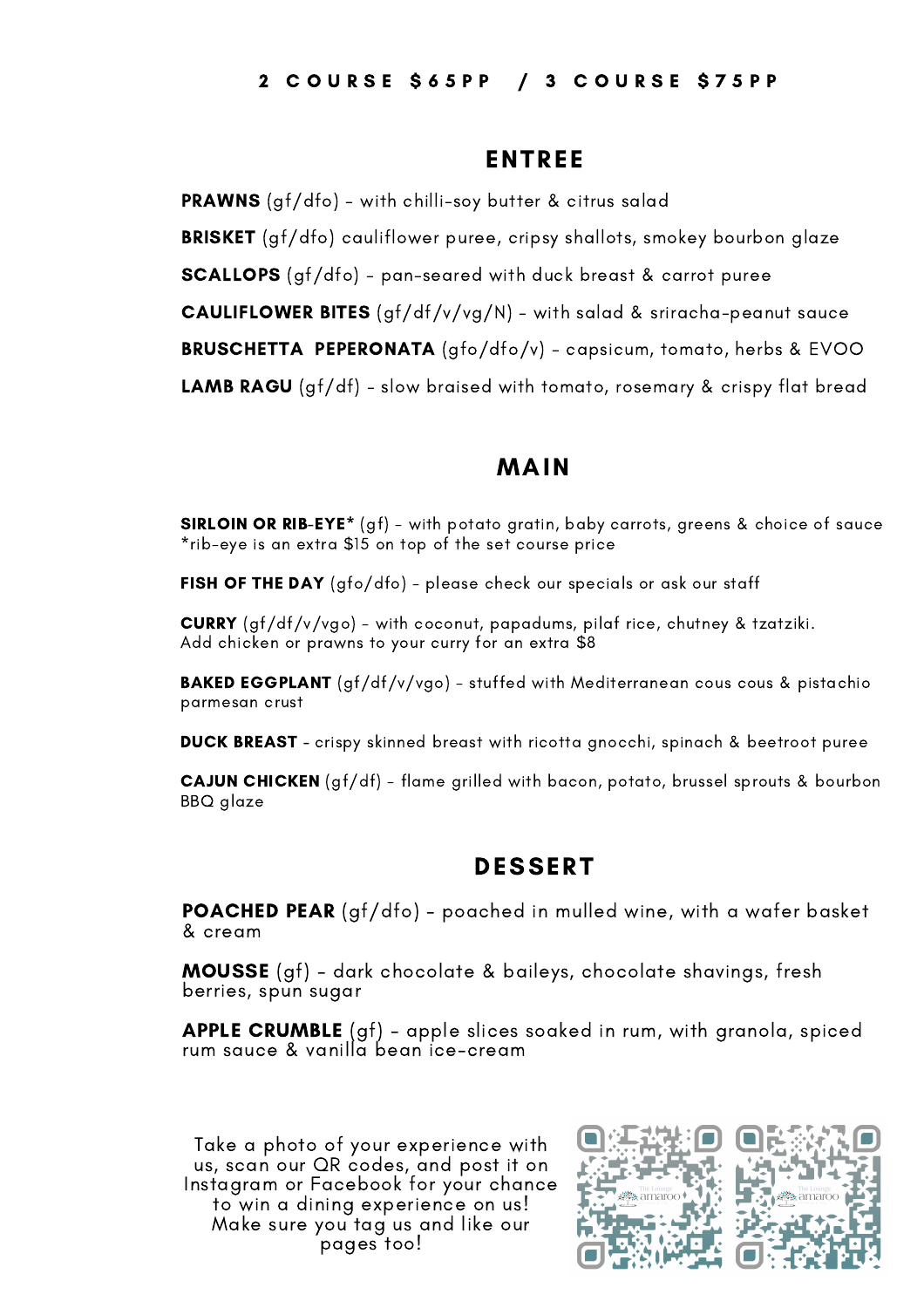**2 COURSE $65PP / 3 COURSE $75PP**

## ENTREE

**PRAWNS** (gf/dfo) - with chilli-soy butter & citrus salad

**BRISKET** (gf/dfo) cauliflower puree, cripsy shallots, smokey bourbon glaze

**SCALLOPS** (gf/dfo) - pan-seared with duck breast & carrot puree

**CAULIFLOWER BITES** (gf/df/v/vg/N) - with salad & sriracha-peanut sauce

**BRUSCHETTA PEPERONATA** (gfo/dfo/v) - capsicum, tomato, herbs & EVOO

**LAMB RAGU** (gf/df) - slow braised with tomato, rosemary & crispy flat bread

## MAIN

**SIRLOIN OR RIB-EYE*** (gf) - with potato gratin, baby carrots, greens & choice of sauce
*rib-eye is an extra $15 on top of the set course price

**FISH OF THE DAY** (gfo/dfo) - please check our specials or ask our staff

**CURRY** (gf/df/v/vgo) - with coconut, papadums, pilaf rice, chutney & tzatziki.
Add chicken or prawns to your curry for an extra $8

**BAKED EGGPLANT** (gf/df/v/vgo) - stuffed with Mediterranean cous cous & pistachio parmesan crust

**DUCK BREAST** - crispy skinned breast with ricotta gnocchi, spinach & beetroot puree

**CAJUN CHICKEN** (gf/df) - flame grilled with bacon, potato, brussel sprouts & bourbon BBQ glaze

## DESSERT

**POACHED PEAR** (gf/dfo) - poached in mulled wine, with a wafer basket & cream

**MOUSSE** (gf) - dark chocolate & baileys, chocolate shavings, fresh berries, spun sugar

**APPLE CRUMBLE** (gf) - apple slices soaked in rum, with granola, spiced rum sauce & vanilla bean ice-cream

Take a photo of your experience with us, scan our QR codes, and post it on Instagram or Facebook for your chance to win a dining experience on us! Make sure you tag us and like our pages too!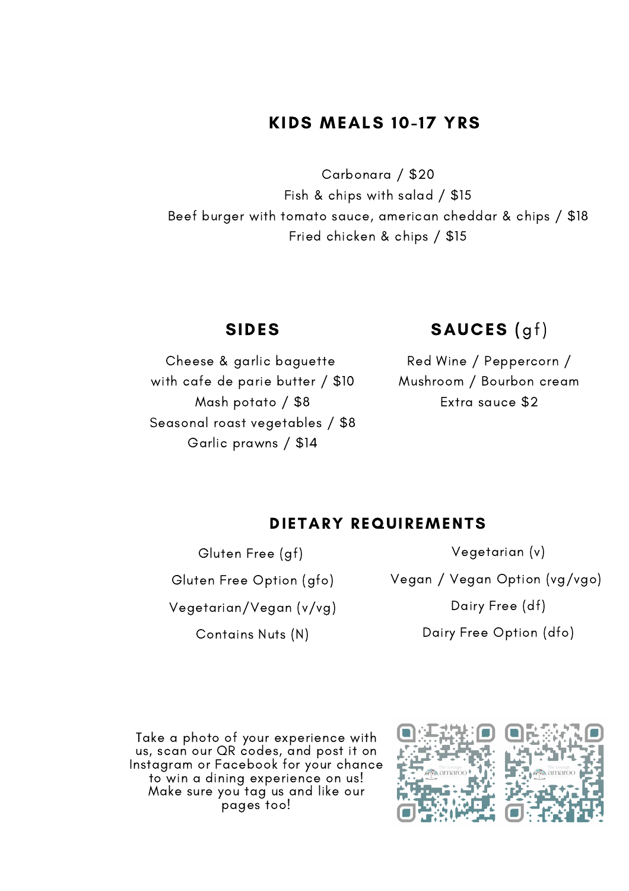## KIDS MEALS 10-17 YRS

Carbonara / $20

Fish & chips with salad / $15

Beef burger with tomato sauce, american cheddar & chips / $18

Fried chicken & chips / $15

## SIDES

Cheese & garlic baguette with cafe de parie butter / $10

Mash potato / $8

Seasonal roast vegetables / $8

Garlic prawns / $14

## SAUCES (gf)

Red Wine / Peppercorn / Mushroom / Bourbon cream

Extra sauce $2

## DIETARY REQUIREMENTS

Gluten Free (gf)

Gluten Free Option (gfo)

Vegetarian/Vegan (v/vg)

Contains Nuts (N)

Vegetarian (v)

Vegan / Vegan Option (vg/vgo)

Dairy Free (df)

Dairy Free Option (dfo)

Take a photo of your experience with us, scan our QR codes, and post it on Instagram or Facebook for your chance to win a dining experience on us! Make sure you tag us and like our pages too!